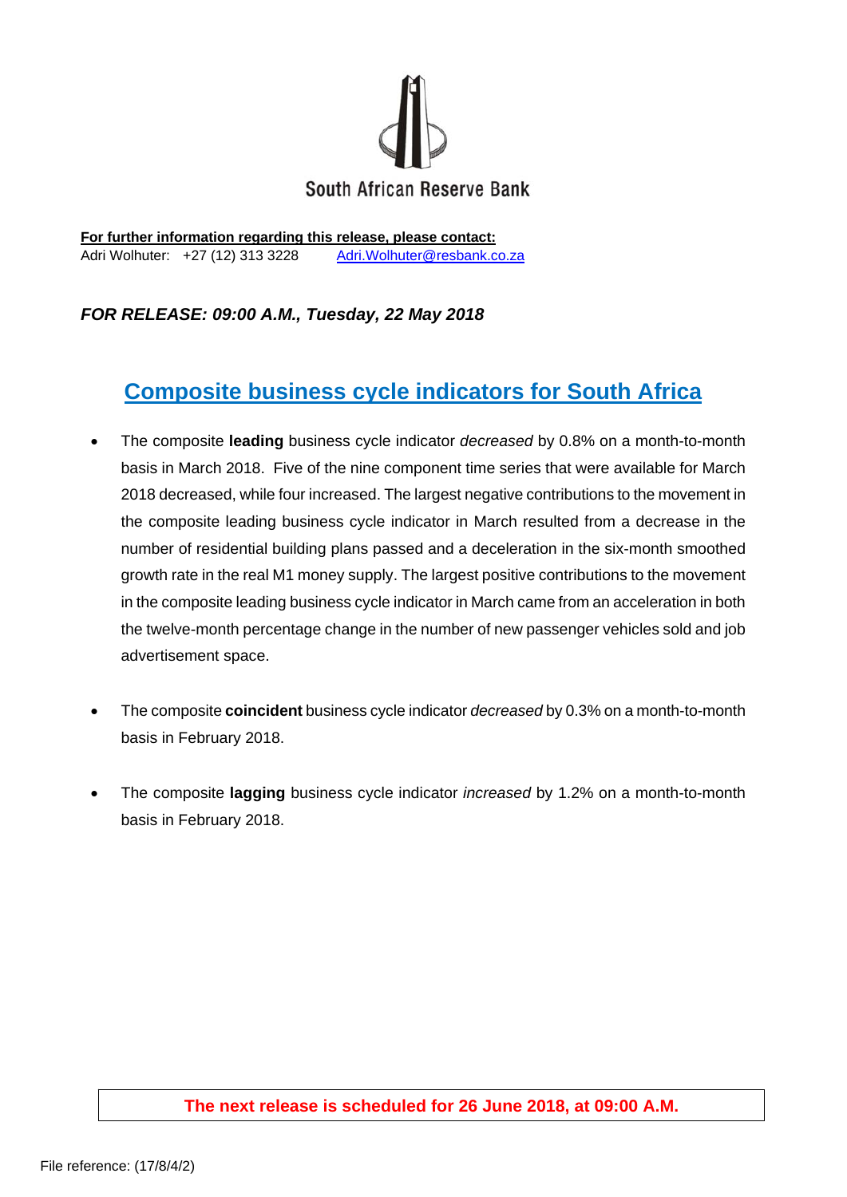South African Reserve Bank

**For further information regarding this release, please contact:**
Adri Wolhuter: +27 (12) 313 3228 Adri.Wolhuter@resbank.co.za

***FOR RELEASE: 09:00 A.M., Tuesday, 22 May 2018***

# Composite business cycle indicators for South Africa

- The composite **leading** business cycle indicator *decreased* by 0.8% on a month-to-month basis in March 2018. Five of the nine component time series that were available for March 2018 decreased, while four increased. The largest negative contributions to the movement in the composite leading business cycle indicator in March resulted from a decrease in the number of residential building plans passed and a deceleration in the six-month smoothed growth rate in the real M1 money supply. The largest positive contributions to the movement in the composite leading business cycle indicator in March came from an acceleration in both the twelve-month percentage change in the number of new passenger vehicles sold and job advertisement space.

- The composite **coincident** business cycle indicator *decreased* by 0.3% on a month-to-month basis in February 2018.

- The composite **lagging** business cycle indicator *increased* by 1.2% on a month-to-month basis in February 2018.

**The next release is scheduled for 26 June 2018, at 09:00 A.M.**

File reference: (17/8/4/2)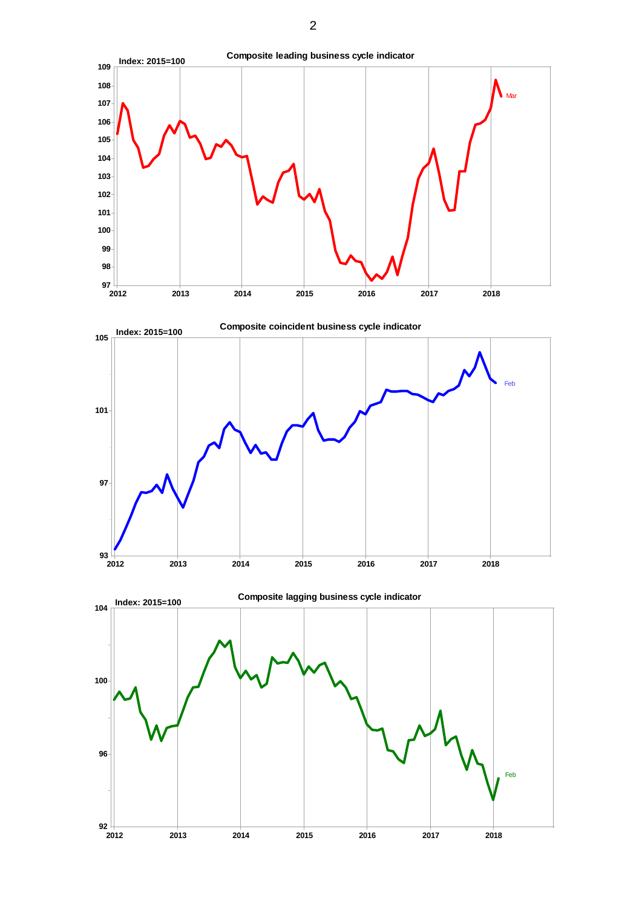**Composite leading business cycle indicator**

Index: 2015=100

**Composite coincident business cycle indicator**

Index: 2015=100

**Composite lagging business cycle indicator**

Index: 2015=100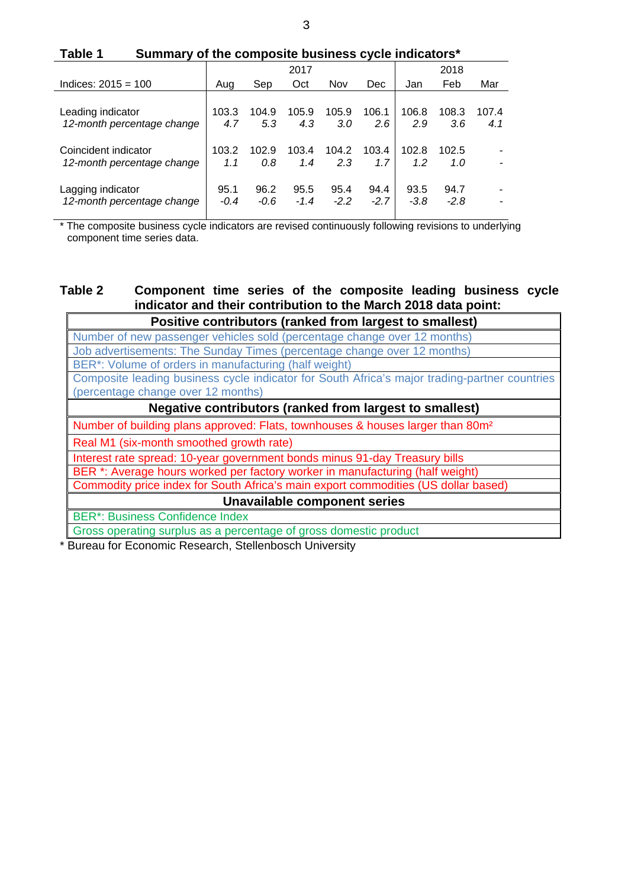**Table 1 Summary of the composite business cycle indicators***

| | 2017 | | | | | 2018 | | |
|---|---|---|---|---|---|---|---|---|
| Indices: 2015 = 100 | Aug | Sep | Oct | Nov | Dec | Jan | Feb | Mar |
| Leading indicator | 103.3 | 104.9 | 105.9 | 105.9 | 106.1 | 106.8 | 108.3 | 107.4 |
| *12-month percentage change* | *4.7* | *5.3* | *4.3* | *3.0* | *2.6* | *2.9* | *3.6* | *4.1* |
| Coincident indicator | 103.2 | 102.9 | 103.4 | 104.2 | 103.4 | 102.8 | 102.5 | - |
| *12-month percentage change* | *1.1* | *0.8* | *1.4* | *2.3* | *1.7* | *1.2* | *1.0* | - |
| Lagging indicator | 95.1 | 96.2 | 95.5 | 95.4 | 94.4 | 93.5 | 94.7 | - |
| *12-month percentage change* | *-0.4* | *-0.6* | *-1.4* | *-2.2* | *-2.7* | *-3.8* | *-2.8* | - |

* The composite business cycle indicators are revised continuously following revisions to underlying component time series data.

**Table 2 Component time series of the composite leading business cycle indicator and their contribution to the March 2018 data point:**

| **Positive contributors (ranked from largest to smallest)** |
|---|
| Number of new passenger vehicles sold (percentage change over 12 months) |
| Job advertisements: The Sunday Times (percentage change over 12 months) |
| BER*: Volume of orders in manufacturing (half weight) |
| Composite leading business cycle indicator for South Africa's major trading-partner countries (percentage change over 12 months) |
| **Negative contributors (ranked from largest to smallest)** |
| Number of building plans approved: Flats, townhouses & houses larger than 80m² |
| Real M1 (six-month smoothed growth rate) |
| Interest rate spread: 10-year government bonds minus 91-day Treasury bills |
| BER *: Average hours worked per factory worker in manufacturing (half weight) |
| Commodity price index for South Africa's main export commodities (US dollar based) |
| **Unavailable component series** |
| BER*: Business Confidence Index |
| Gross operating surplus as a percentage of gross domestic product |

* Bureau for Economic Research, Stellenbosch University